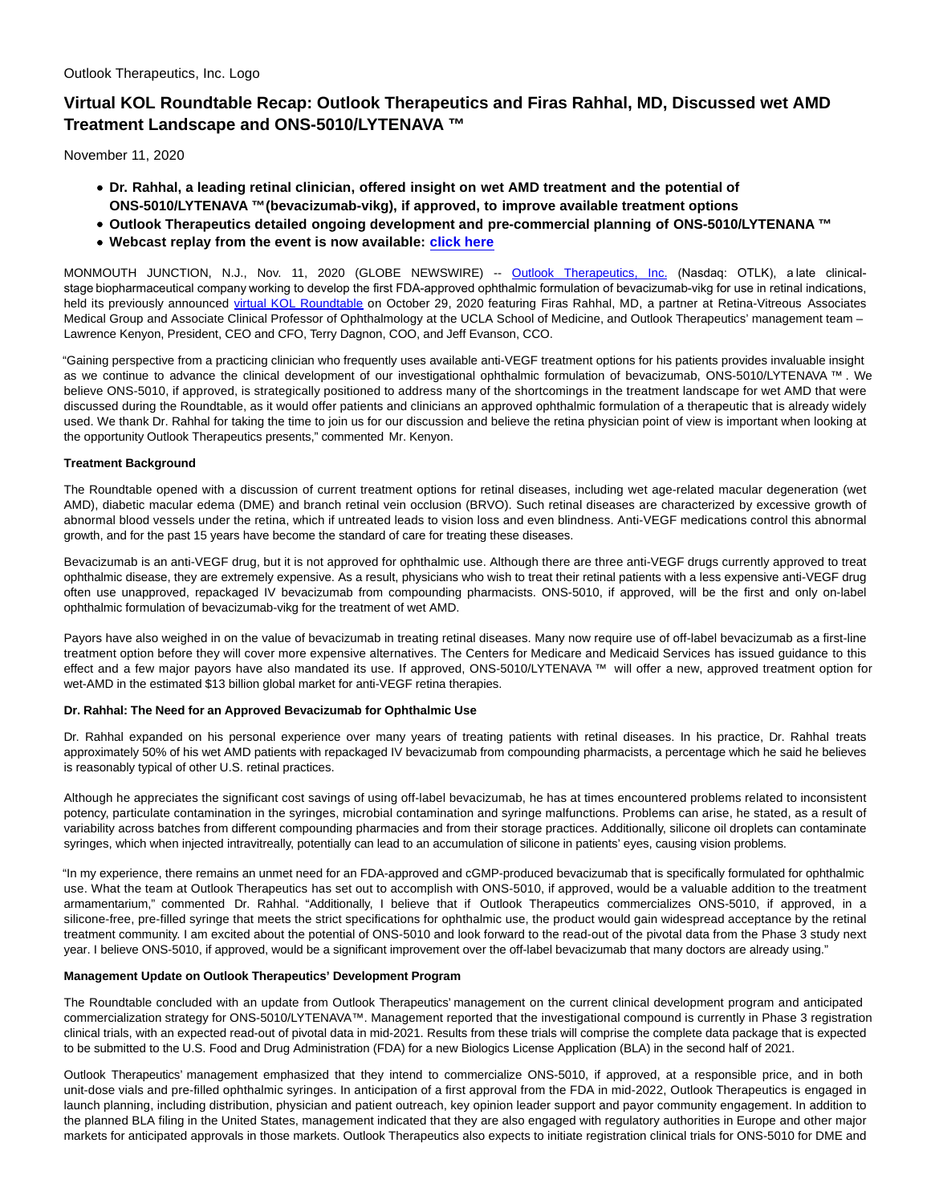Outlook Therapeutics, Inc. Logo

# Virtual KOL Roundtable Recap: Outlook Therapeutics and Firas Rahhal, MD, Discussed wet AMD Treatment Landscape and ONS-5010/LYTENAVA ™

November 11, 2020

- **Dr. Rahhal, a leading retinal clinician, offered insight on wet AMD treatment and the potential of ONS-5010/LYTENAVA ™(bevacizumab-vikg), if approved, to improve available treatment options**
- **Outlook Therapeutics detailed ongoing development and pre-commercial planning of ONS-5010/LYTENANA ™**
- **Webcast replay from the event is now available: click here**

MONMOUTH JUNCTION, N.J., Nov. 11, 2020 (GLOBE NEWSWIRE) -- Outlook Therapeutics, Inc. (Nasdaq: OTLK), a late clinical-stage biopharmaceutical company working to develop the first FDA-approved ophthalmic formulation of bevacizumab-vikg for use in retinal indications, held its previously announced virtual KOL Roundtable on October 29, 2020 featuring Firas Rahhal, MD, a partner at Retina-Vitreous Associates Medical Group and Associate Clinical Professor of Ophthalmology at the UCLA School of Medicine, and Outlook Therapeutics' management team – Lawrence Kenyon, President, CEO and CFO, Terry Dagnon, COO, and Jeff Evanson, CCO.

"Gaining perspective from a practicing clinician who frequently uses available anti-VEGF treatment options for his patients provides invaluable insight as we continue to advance the clinical development of our investigational ophthalmic formulation of bevacizumab, ONS-5010/LYTENAVA ™ . We believe ONS-5010, if approved, is strategically positioned to address many of the shortcomings in the treatment landscape for wet AMD that were discussed during the Roundtable, as it would offer patients and clinicians an approved ophthalmic formulation of a therapeutic that is already widely used. We thank Dr. Rahhal for taking the time to join us for our discussion and believe the retina physician point of view is important when looking at the opportunity Outlook Therapeutics presents," commented Mr. Kenyon.

**Treatment Background**

The Roundtable opened with a discussion of current treatment options for retinal diseases, including wet age-related macular degeneration (wet AMD), diabetic macular edema (DME) and branch retinal vein occlusion (BRVO). Such retinal diseases are characterized by excessive growth of abnormal blood vessels under the retina, which if untreated leads to vision loss and even blindness. Anti-VEGF medications control this abnormal growth, and for the past 15 years have become the standard of care for treating these diseases.

Bevacizumab is an anti-VEGF drug, but it is not approved for ophthalmic use. Although there are three anti-VEGF drugs currently approved to treat ophthalmic disease, they are extremely expensive. As a result, physicians who wish to treat their retinal patients with a less expensive anti-VEGF drug often use unapproved, repackaged IV bevacizumab from compounding pharmacists. ONS-5010, if approved, will be the first and only on-label ophthalmic formulation of bevacizumab-vikg for the treatment of wet AMD.

Payors have also weighed in on the value of bevacizumab in treating retinal diseases. Many now require use of off-label bevacizumab as a first-line treatment option before they will cover more expensive alternatives. The Centers for Medicare and Medicaid Services has issued guidance to this effect and a few major payors have also mandated its use. If approved, ONS-5010/LYTENAVA ™ will offer a new, approved treatment option for wet-AMD in the estimated $13 billion global market for anti-VEGF retina therapies.

**Dr. Rahhal: The Need for an Approved Bevacizumab for Ophthalmic Use**

Dr. Rahhal expanded on his personal experience over many years of treating patients with retinal diseases. In his practice, Dr. Rahhal treats approximately 50% of his wet AMD patients with repackaged IV bevacizumab from compounding pharmacists, a percentage which he said he believes is reasonably typical of other U.S. retinal practices.

Although he appreciates the significant cost savings of using off-label bevacizumab, he has at times encountered problems related to inconsistent potency, particulate contamination in the syringes, microbial contamination and syringe malfunctions. Problems can arise, he stated, as a result of variability across batches from different compounding pharmacies and from their storage practices. Additionally, silicone oil droplets can contaminate syringes, which when injected intravitreally, potentially can lead to an accumulation of silicone in patients' eyes, causing vision problems.

"In my experience, there remains an unmet need for an FDA-approved and cGMP-produced bevacizumab that is specifically formulated for ophthalmic use. What the team at Outlook Therapeutics has set out to accomplish with ONS-5010, if approved, would be a valuable addition to the treatment armamentarium," commented Dr. Rahhal. "Additionally, I believe that if Outlook Therapeutics commercializes ONS-5010, if approved, in a silicone-free, pre-filled syringe that meets the strict specifications for ophthalmic use, the product would gain widespread acceptance by the retinal treatment community. I am excited about the potential of ONS-5010 and look forward to the read-out of the pivotal data from the Phase 3 study next year. I believe ONS-5010, if approved, would be a significant improvement over the off-label bevacizumab that many doctors are already using."

**Management Update on Outlook Therapeutics' Development Program**

The Roundtable concluded with an update from Outlook Therapeutics' management on the current clinical development program and anticipated commercialization strategy for ONS-5010/LYTENAVA™. Management reported that the investigational compound is currently in Phase 3 registration clinical trials, with an expected read-out of pivotal data in mid-2021. Results from these trials will comprise the complete data package that is expected to be submitted to the U.S. Food and Drug Administration (FDA) for a new Biologics License Application (BLA) in the second half of 2021.

Outlook Therapeutics' management emphasized that they intend to commercialize ONS-5010, if approved, at a responsible price, and in both unit-dose vials and pre-filled ophthalmic syringes. In anticipation of a first approval from the FDA in mid-2022, Outlook Therapeutics is engaged in launch planning, including distribution, physician and patient outreach, key opinion leader support and payor community engagement. In addition to the planned BLA filing in the United States, management indicated that they are also engaged with regulatory authorities in Europe and other major markets for anticipated approvals in those markets. Outlook Therapeutics also expects to initiate registration clinical trials for ONS-5010 for DME and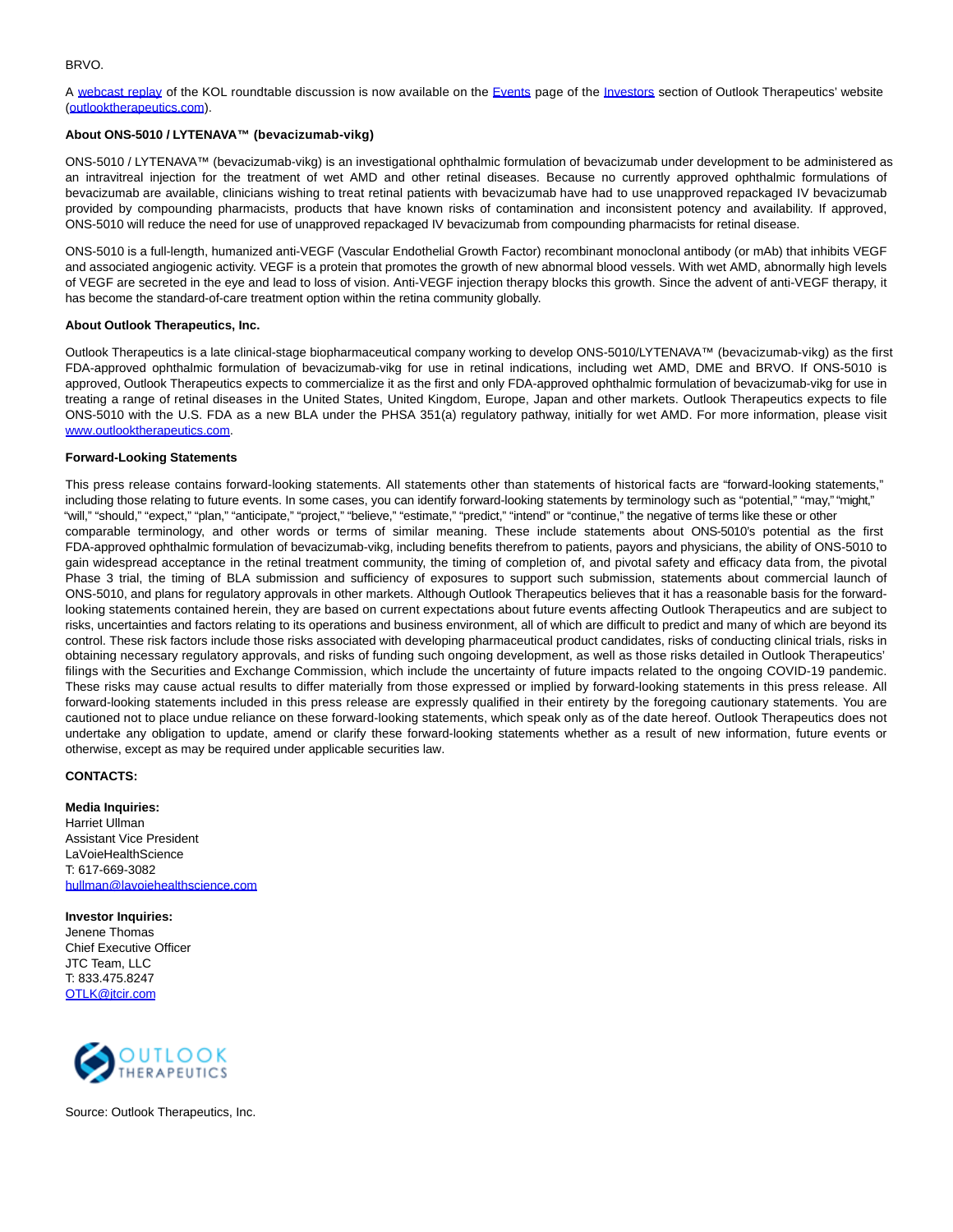BRVO.

A [webcast replay](#) of the KOL roundtable discussion is now available on the [Events](#) page of the [Investors](#) section of Outlook Therapeutics' website ([outlooktherapeutics.com](#)).

**About ONS-5010 / LYTENAVA™ (bevacizumab-vikg)**

ONS-5010 / LYTENAVA™ (bevacizumab-vikg) is an investigational ophthalmic formulation of bevacizumab under development to be administered as an intravitreal injection for the treatment of wet AMD and other retinal diseases. Because no currently approved ophthalmic formulations of bevacizumab are available, clinicians wishing to treat retinal patients with bevacizumab have had to use unapproved repackaged IV bevacizumab provided by compounding pharmacists, products that have known risks of contamination and inconsistent potency and availability. If approved, ONS-5010 will reduce the need for use of unapproved repackaged IV bevacizumab from compounding pharmacists for retinal disease.

ONS-5010 is a full-length, humanized anti-VEGF (Vascular Endothelial Growth Factor) recombinant monoclonal antibody (or mAb) that inhibits VEGF and associated angiogenic activity. VEGF is a protein that promotes the growth of new abnormal blood vessels. With wet AMD, abnormally high levels of VEGF are secreted in the eye and lead to loss of vision. Anti-VEGF injection therapy blocks this growth. Since the advent of anti-VEGF therapy, it has become the standard-of-care treatment option within the retina community globally.

**About Outlook Therapeutics, Inc.**

Outlook Therapeutics is a late clinical-stage biopharmaceutical company working to develop ONS-5010/LYTENAVA™ (bevacizumab-vikg) as the first FDA-approved ophthalmic formulation of bevacizumab-vikg for use in retinal indications, including wet AMD, DME and BRVO. If ONS-5010 is approved, Outlook Therapeutics expects to commercialize it as the first and only FDA-approved ophthalmic formulation of bevacizumab-vikg for use in treating a range of retinal diseases in the United States, United Kingdom, Europe, Japan and other markets. Outlook Therapeutics expects to file ONS-5010 with the U.S. FDA as a new BLA under the PHSA 351(a) regulatory pathway, initially for wet AMD. For more information, please visit [www.outlooktherapeutics.com](#).

**Forward-Looking Statements**

This press release contains forward-looking statements. All statements other than statements of historical facts are "forward-looking statements," including those relating to future events. In some cases, you can identify forward-looking statements by terminology such as "potential," "may," "might," "will," "should," "expect," "plan," "anticipate," "project," "believe," "estimate," "predict," "intend" or "continue," the negative of terms like these or other comparable terminology, and other words or terms of similar meaning. These include statements about ONS-5010's potential as the first FDA-approved ophthalmic formulation of bevacizumab-vikg, including benefits therefrom to patients, payors and physicians, the ability of ONS-5010 to gain widespread acceptance in the retinal treatment community, the timing of completion of, and pivotal safety and efficacy data from, the pivotal Phase 3 trial, the timing of BLA submission and sufficiency of exposures to support such submission, statements about commercial launch of ONS-5010, and plans for regulatory approvals in other markets. Although Outlook Therapeutics believes that it has a reasonable basis for the forward-looking statements contained herein, they are based on current expectations about future events affecting Outlook Therapeutics and are subject to risks, uncertainties and factors relating to its operations and business environment, all of which are difficult to predict and many of which are beyond its control. These risk factors include those risks associated with developing pharmaceutical product candidates, risks of conducting clinical trials, risks in obtaining necessary regulatory approvals, and risks of funding such ongoing development, as well as those risks detailed in Outlook Therapeutics' filings with the Securities and Exchange Commission, which include the uncertainty of future impacts related to the ongoing COVID-19 pandemic. These risks may cause actual results to differ materially from those expressed or implied by forward-looking statements in this press release. All forward-looking statements included in this press release are expressly qualified in their entirety by the foregoing cautionary statements. You are cautioned not to place undue reliance on these forward-looking statements, which speak only as of the date hereof. Outlook Therapeutics does not undertake any obligation to update, amend or clarify these forward-looking statements whether as a result of new information, future events or otherwise, except as may be required under applicable securities law.

**CONTACTS:**

**Media Inquiries:**
Harriet Ullman
Assistant Vice President
LaVoieHealthScience
T: 617-669-3082
[hullman@lavoiehealthscience.com](mailto:hullman@lavoiehealthscience.com)

**Investor Inquiries:**
Jenene Thomas
Chief Executive Officer
JTC Team, LLC
T: 833.475.8247
[OTLK@jtcir.com](mailto:OTLK@jtcir.com)

OUTLOOK THERAPEUTICS

Source: Outlook Therapeutics, Inc.